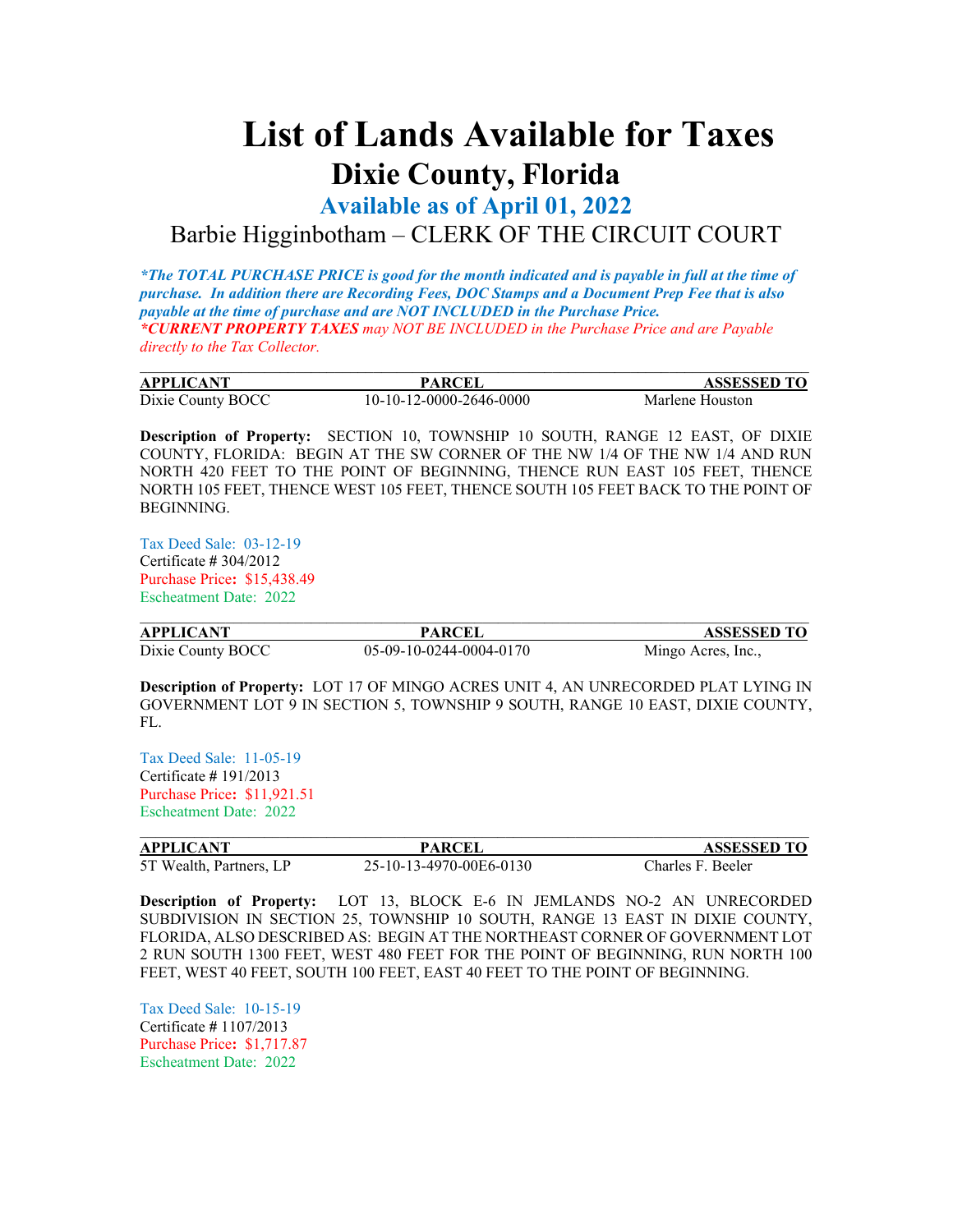# List of Lands Available for Taxes

## Dixie County, Florida

### Available as of April 01, 2022

Barbie Higginbotham – CLERK OF THE CIRCUIT COURT

***The TOTAL PURCHASE PRICE is good for the month indicated and is payable in full at the time of purchase. In addition there are Recording Fees, DOC Stamps and a Document Prep Fee that is also payable at the time of purchase and are NOT INCLUDED in the Purchase Price.***

****CURRENT PROPERTY TAXES** may NOT BE INCLUDED in the Purchase Price and are Payable directly to the Tax Collector.*

---

| APPLICANT | PARCEL | ASSESSED TO |
|---|---|---|
| Dixie County BOCC | 10-10-12-0000-2646-0000 | Marlene Houston |

**Description of Property:** SECTION 10, TOWNSHIP 10 SOUTH, RANGE 12 EAST, OF DIXIE COUNTY, FLORIDA: BEGIN AT THE SW CORNER OF THE NW 1/4 OF THE NW 1/4 AND RUN NORTH 420 FEET TO THE POINT OF BEGINNING, THENCE RUN EAST 105 FEET, THENCE NORTH 105 FEET, THENCE WEST 105 FEET, THENCE SOUTH 105 FEET BACK TO THE POINT OF BEGINNING.

Tax Deed Sale: 03-12-19
Certificate # 304/2012
Purchase Price**:** $15,438.49
Escheatment Date: 2022

---

| APPLICANT | PARCEL | ASSESSED TO |
|---|---|---|
| Dixie County BOCC | 05-09-10-0244-0004-0170 | Mingo Acres, Inc., |

**Description of Property:** LOT 17 OF MINGO ACRES UNIT 4, AN UNRECORDED PLAT LYING IN GOVERNMENT LOT 9 IN SECTION 5, TOWNSHIP 9 SOUTH, RANGE 10 EAST, DIXIE COUNTY, FL.

Tax Deed Sale: 11-05-19
Certificate # 191/2013
Purchase Price**:** $11,921.51
Escheatment Date: 2022

---

| APPLICANT | PARCEL | ASSESSED TO |
|---|---|---|
| 5T Wealth, Partners, LP | 25-10-13-4970-00E6-0130 | Charles F. Beeler |

**Description of Property:** LOT 13, BLOCK E-6 IN JEMLANDS NO-2 AN UNRECORDED SUBDIVISION IN SECTION 25, TOWNSHIP 10 SOUTH, RANGE 13 EAST IN DIXIE COUNTY, FLORIDA, ALSO DESCRIBED AS: BEGIN AT THE NORTHEAST CORNER OF GOVERNMENT LOT 2 RUN SOUTH 1300 FEET, WEST 480 FEET FOR THE POINT OF BEGINNING, RUN NORTH 100 FEET, WEST 40 FEET, SOUTH 100 FEET, EAST 40 FEET TO THE POINT OF BEGINNING.

Tax Deed Sale: 10-15-19
Certificate # 1107/2013
Purchase Price**:** $1,717.87
Escheatment Date: 2022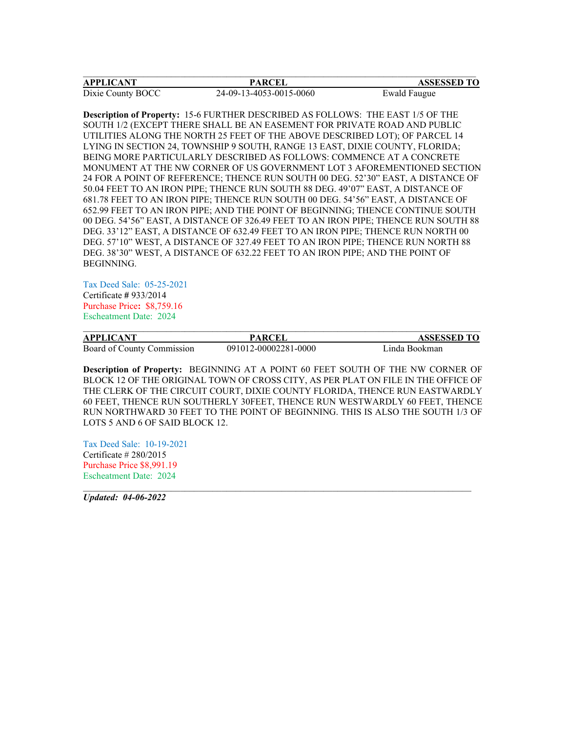| APPLICANT | PARCEL | ASSESSED TO |
|---|---|---|
| Dixie County BOCC | 24-09-13-4053-0015-0060 | Ewald Faugue |

**Description of Property:** 15-6 FURTHER DESCRIBED AS FOLLOWS: THE EAST 1/5 OF THE SOUTH 1/2 (EXCEPT THERE SHALL BE AN EASEMENT FOR PRIVATE ROAD AND PUBLIC UTILITIES ALONG THE NORTH 25 FEET OF THE ABOVE DESCRIBED LOT); OF PARCEL 14 LYING IN SECTION 24, TOWNSHIP 9 SOUTH, RANGE 13 EAST, DIXIE COUNTY, FLORIDA; BEING MORE PARTICULARLY DESCRIBED AS FOLLOWS: COMMENCE AT A CONCRETE MONUMENT AT THE NW CORNER OF US GOVERNMENT LOT 3 AFOREMENTIONED SECTION 24 FOR A POINT OF REFERENCE; THENCE RUN SOUTH 00 DEG. 52'30" EAST, A DISTANCE OF 50.04 FEET TO AN IRON PIPE; THENCE RUN SOUTH 88 DEG. 49'07" EAST, A DISTANCE OF 681.78 FEET TO AN IRON PIPE; THENCE RUN SOUTH 00 DEG. 54'56" EAST, A DISTANCE OF 652.99 FEET TO AN IRON PIPE; AND THE POINT OF BEGINNING; THENCE CONTINUE SOUTH 00 DEG. 54'56" EAST, A DISTANCE OF 326.49 FEET TO AN IRON PIPE; THENCE RUN SOUTH 88 DEG. 33'12" EAST, A DISTANCE OF 632.49 FEET TO AN IRON PIPE; THENCE RUN NORTH 00 DEG. 57'10" WEST, A DISTANCE OF 327.49 FEET TO AN IRON PIPE; THENCE RUN NORTH 88 DEG. 38'30" WEST, A DISTANCE OF 632.22 FEET TO AN IRON PIPE; AND THE POINT OF BEGINNING.

Tax Deed Sale: 05-25-2021
Certificate # 933/2014
Purchase Price**:** $8,759.16
Escheatment Date: 2024

| APPLICANT | PARCEL | ASSESSED TO |
|---|---|---|
| Board of County Commission | 091012-00002281-0000 | Linda Bookman |

**Description of Property:** BEGINNING AT A POINT 60 FEET SOUTH OF THE NW CORNER OF BLOCK 12 OF THE ORIGINAL TOWN OF CROSS CITY, AS PER PLAT ON FILE IN THE OFFICE OF THE CLERK OF THE CIRCUIT COURT, DIXIE COUNTY FLORIDA, THENCE RUN EASTWARDLY 60 FEET, THENCE RUN SOUTHERLY 30FEET, THENCE RUN WESTWARDLY 60 FEET, THENCE RUN NORTHWARD 30 FEET TO THE POINT OF BEGINNING. THIS IS ALSO THE SOUTH 1/3 OF LOTS 5 AND 6 OF SAID BLOCK 12.

Tax Deed Sale: 10-19-2021
Certificate # 280/2015
Purchase Price $8,991.19
Escheatment Date: 2024

***Updated: 04-06-2022***